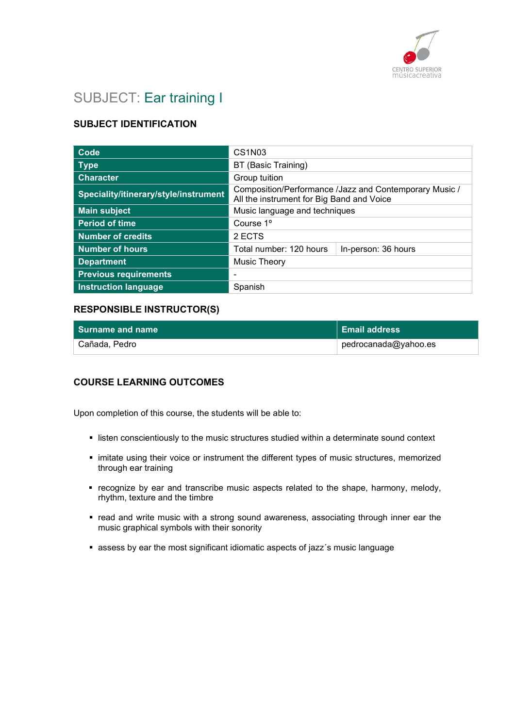# SUBJECT: Ear training I

## SUBJECT IDENTIFICATION

| Code | CS1N03 | |
|---|---|---|
| Type | BT (Basic Training) | |
| Character | Group tuition | |
| Speciality/itinerary/style/instrument | Composition/Performance /Jazz and Contemporary Music / All the instrument for Big Band and Voice | |
| Main subject | Music language and techniques | |
| Period of time | Course 1º | |
| Number of credits | 2 ECTS | |
| Number of hours | Total number: 120 hours | In-person: 36 hours |
| Department | Music Theory | |
| Previous requirements | - | |
| Instruction language | Spanish | |

## RESPONSIBLE INSTRUCTOR(S)

| Surname and name | Email address |
|---|---|
| Cañada, Pedro | pedrocanada@yahoo.es |

## COURSE LEARNING OUTCOMES

Upon completion of this course, the students will be able to:

- listen conscientiously to the music structures studied within a determinate sound context
- imitate using their voice or instrument the different types of music structures, memorized through ear training
- recognize by ear and transcribe music aspects related to the shape, harmony, melody, rhythm, texture and the timbre
- read and write music with a strong sound awareness, associating through inner ear the music graphical symbols with their sonority
- assess by ear the most significant idiomatic aspects of jazz´s music language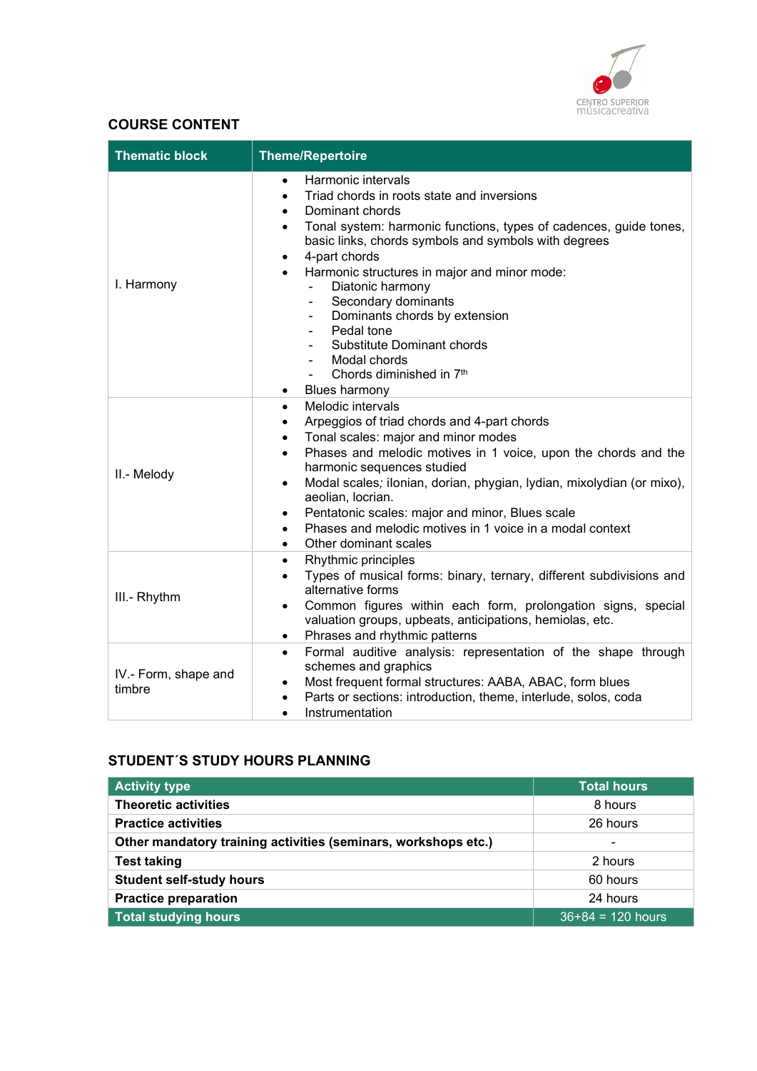## COURSE CONTENT

| Thematic block | Theme/Repertoire |
|---|---|
| I. Harmony | • Harmonic intervals<br>• Triad chords in roots state and inversions<br>• Dominant chords<br>• Tonal system: harmonic functions, types of cadences, guide tones, basic links, chords symbols and symbols with degrees<br>• 4-part chords<br>• Harmonic structures in major and minor mode:<br>  - Diatonic harmony<br>  - Secondary dominants<br>  - Dominants chords by extension<br>  - Pedal tone<br>  - Substitute Dominant chords<br>  - Modal chords<br>  - Chords diminished in 7th<br>• Blues harmony |
| II.- Melody | • Melodic intervals<br>• Arpeggios of triad chords and 4-part chords<br>• Tonal scales: major and minor modes<br>• Phases and melodic motives in 1 voice, upon the chords and the harmonic sequences studied<br>• Modal scales; ilonian, dorian, phygian, lydian, mixolydian (or mixo), aeolian, locrian.<br>• Pentatonic scales: major and minor, Blues scale<br>• Phases and melodic motives in 1 voice in a modal context<br>• Other dominant scales |
| III.- Rhythm | • Rhythmic principles<br>• Types of musical forms: binary, ternary, different subdivisions and alternative forms<br>• Common figures within each form, prolongation signs, special valuation groups, upbeats, anticipations, hemiolas, etc.<br>• Phrases and rhythmic patterns |
| IV.- Form, shape and timbre | • Formal auditive analysis: representation of the shape through schemes and graphics<br>• Most frequent formal structures: AABA, ABAC, form blues<br>• Parts or sections: introduction, theme, interlude, solos, coda<br>• Instrumentation |

## STUDENT´S STUDY HOURS PLANNING

| Activity type | Total hours |
|---|---|
| **Theoretic activities** | 8 hours |
| **Practice activities** | 26 hours |
| **Other mandatory training activities (seminars, workshops etc.)** | - |
| **Test taking** | 2 hours |
| **Student self-study hours** | 60 hours |
| **Practice preparation** | 24 hours |
| **Total studying hours** | 36+84 = 120 hours |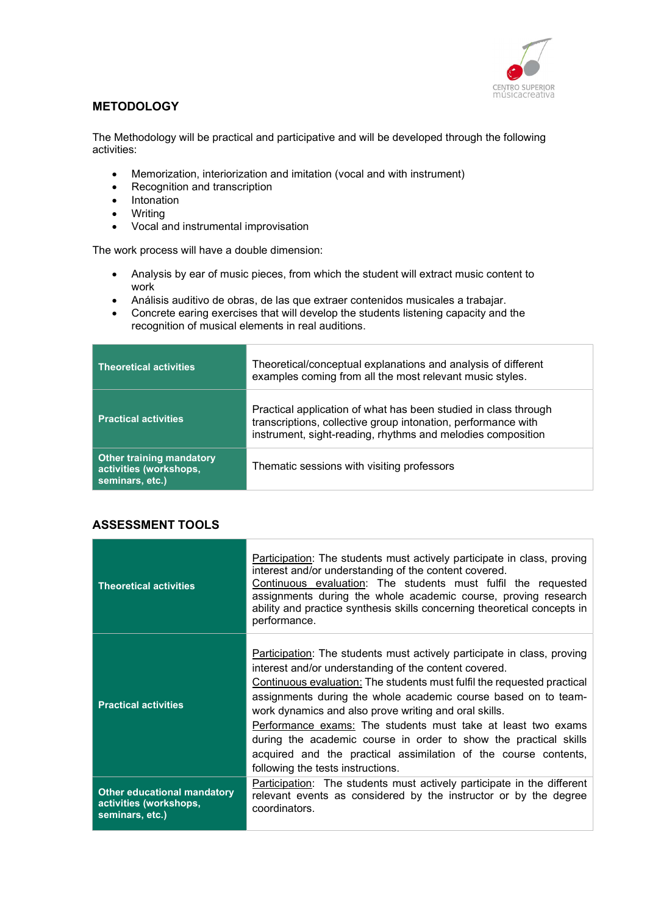## METODOLOGY

The Methodology will be practical and participative and will be developed through the following activities:

- Memorization, interiorization and imitation (vocal and with instrument)
- Recognition and transcription
- Intonation
- Writing
- Vocal and instrumental improvisation

The work process will have a double dimension:

- Analysis by ear of music pieces, from which the student will extract music content to work
- Análisis auditivo de obras, de las que extraer contenidos musicales a trabajar.
- Concrete earing exercises that will develop the students listening capacity and the recognition of musical elements in real auditions.

| | |
|---|---|
| **Theoretical activities** | Theoretical/conceptual explanations and analysis of different examples coming from all the most relevant music styles. |
| **Practical activities** | Practical application of what has been studied in class through transcriptions, collective group intonation, performance with instrument, sight-reading, rhythms and melodies composition |
| **Other training mandatory activities (workshops, seminars, etc.)** | Thematic sessions with visiting professors |

## ASSESSMENT TOOLS

| | |
|---|---|
| **Theoretical activities** | Participation: The students must actively participate in class, proving interest and/or understanding of the content covered.<br>Continuous evaluation: The students must fulfil the requested assignments during the whole academic course, proving research ability and practice synthesis skills concerning theoretical concepts in performance. |
| **Practical activities** | Participation: The students must actively participate in class, proving interest and/or understanding of the content covered.<br>Continuous evaluation: The students must fulfil the requested practical assignments during the whole academic course based on to team-work dynamics and also prove writing and oral skills.<br>Performance exams: The students must take at least two exams during the academic course in order to show the practical skills acquired and the practical assimilation of the course contents, following the tests instructions. |
| **Other educational mandatory activities (workshops, seminars, etc.)** | Participation: The students must actively participate in the different relevant events as considered by the instructor or by the degree coordinators. |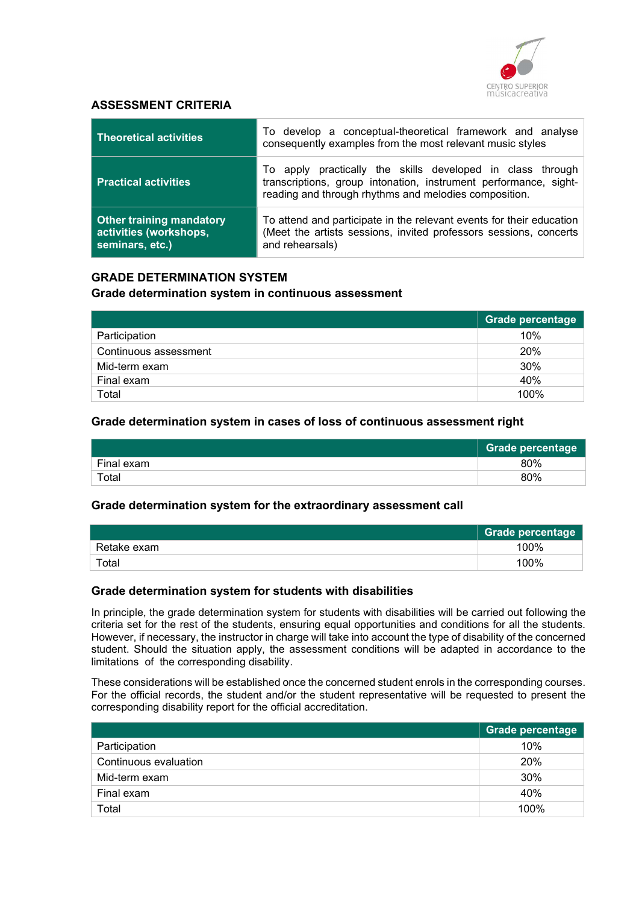## ASSESSMENT CRITERIA

| | |
|---|---|
| **Theoretical activities** | To develop a conceptual-theoretical framework and analyse consequently examples from the most relevant music styles |
| **Practical activities** | To apply practically the skills developed in class through transcriptions, group intonation, instrument performance, sight-reading and through rhythms and melodies composition. |
| **Other training mandatory activities (workshops, seminars, etc.)** | To attend and participate in the relevant events for their education (Meet the artists sessions, invited professors sessions, concerts and rehearsals) |

## GRADE DETERMINATION SYSTEM

### Grade determination system in continuous assessment

| | Grade percentage |
|---|---|
| Participation | 10% |
| Continuous assessment | 20% |
| Mid-term exam | 30% |
| Final exam | 40% |
| Total | 100% |

### Grade determination system in cases of loss of continuous assessment right

| | Grade percentage |
|---|---|
| Final exam | 80% |
| Total | 80% |

### Grade determination system for the extraordinary assessment call

| | Grade percentage |
|---|---|
| Retake exam | 100% |
| Total | 100% |

### Grade determination system for students with disabilities

In principle, the grade determination system for students with disabilities will be carried out following the criteria set for the rest of the students, ensuring equal opportunities and conditions for all the students. However, if necessary, the instructor in charge will take into account the type of disability of the concerned student. Should the situation apply, the assessment conditions will be adapted in accordance to the limitations of the corresponding disability.

These considerations will be established once the concerned student enrols in the corresponding courses. For the official records, the student and/or the student representative will be requested to present the corresponding disability report for the official accreditation.

| | Grade percentage |
|---|---|
| Participation | 10% |
| Continuous evaluation | 20% |
| Mid-term exam | 30% |
| Final exam | 40% |
| Total | 100% |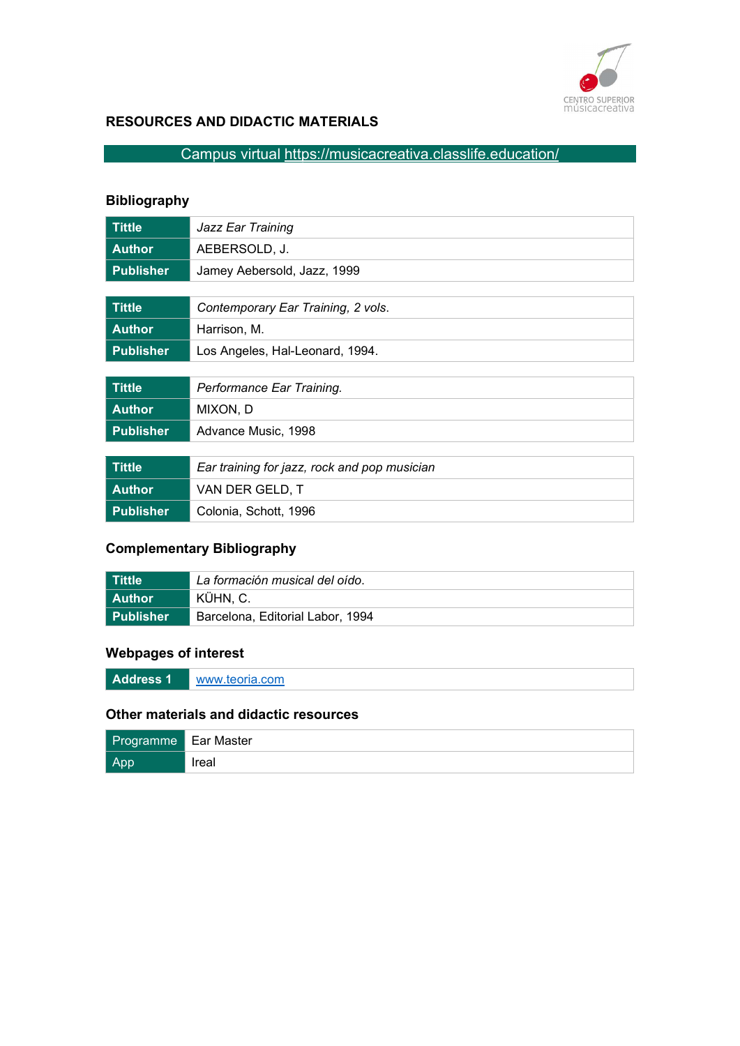## RESOURCES AND DIDACTIC MATERIALS

Campus virtual https://musicacreativa.classlife.education/

### Bibliography

| | |
|---|---|
| **Tittle** | *Jazz Ear Training* |
| **Author** | AEBERSOLD, J. |
| **Publisher** | Jamey Aebersold, Jazz, 1999 |

| | |
|---|---|
| **Tittle** | *Contemporary Ear Training, 2 vols*. |
| **Author** | Harrison, M. |
| **Publisher** | Los Angeles, Hal-Leonard, 1994. |

| | |
|---|---|
| **Tittle** | *Performance Ear Training.* |
| **Author** | MIXON, D |
| **Publisher** | Advance Music, 1998 |

| | |
|---|---|
| **Tittle** | *Ear training for jazz, rock and pop musician* |
| **Author** | VAN DER GELD, T |
| **Publisher** | Colonia, Schott, 1996 |

### Complementary Bibliography

| | |
|---|---|
| **Tittle** | *La formación musical del oído.* |
| **Author** | KÜHN, C. |
| **Publisher** | Barcelona, Editorial Labor, 1994 |

### Webpages of interest

| | |
|---|---|
| **Address 1** | www.teoria.com |

### Other materials and didactic resources

| | |
|---|---|
| Programme | Ear Master |
| App | Ireal |